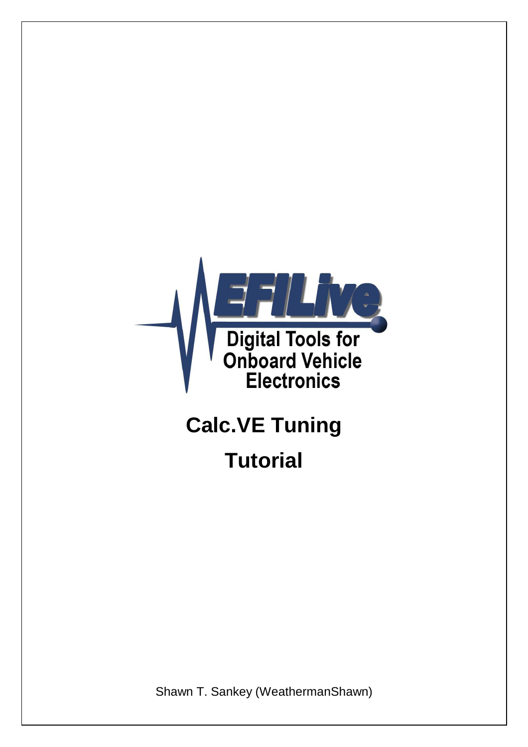EFILive

Digital Tools for Onboard Vehicle Electronics

# Calc.VE Tuning Tutorial

Shawn T. Sankey (WeathermanShawn)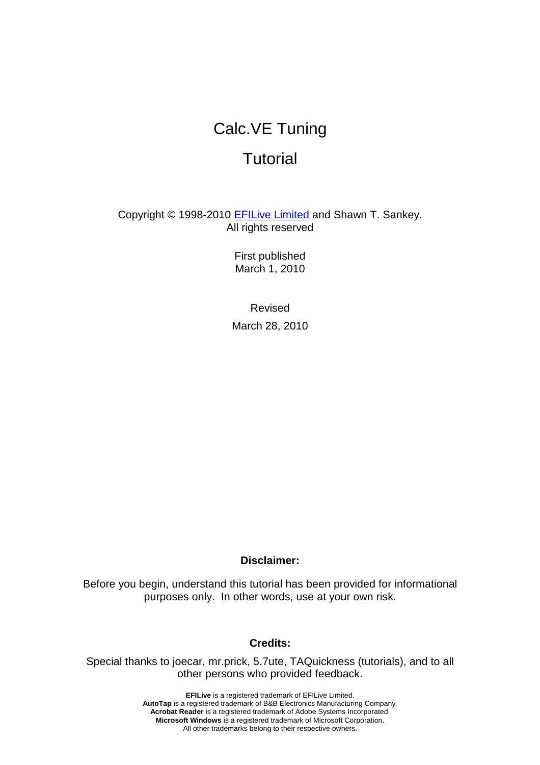# Calc.VE Tuning

# Tutorial

Copyright © 1998-2010 [EFILive Limited] and Shawn T. Sankey.
All rights reserved

First published
March 1, 2010

Revised
March 28, 2010

**Disclaimer:**

Before you begin, understand this tutorial has been provided for informational purposes only. In other words, use at your own risk.

**Credits:**

Special thanks to joecar, mr.prick, 5.7ute, TAQuickness (tutorials), and to all other persons who provided feedback.

**EFILive** is a registered trademark of EFILive Limited.
**AutoTap** is a registered trademark of B&B Electronics Manufacturing Company.
**Acrobat Reader** is a registered trademark of Adobe Systems Incorporated.
**Microsoft Windows** is a registered trademark of Microsoft Corporation.
All other trademarks belong to their respective owners.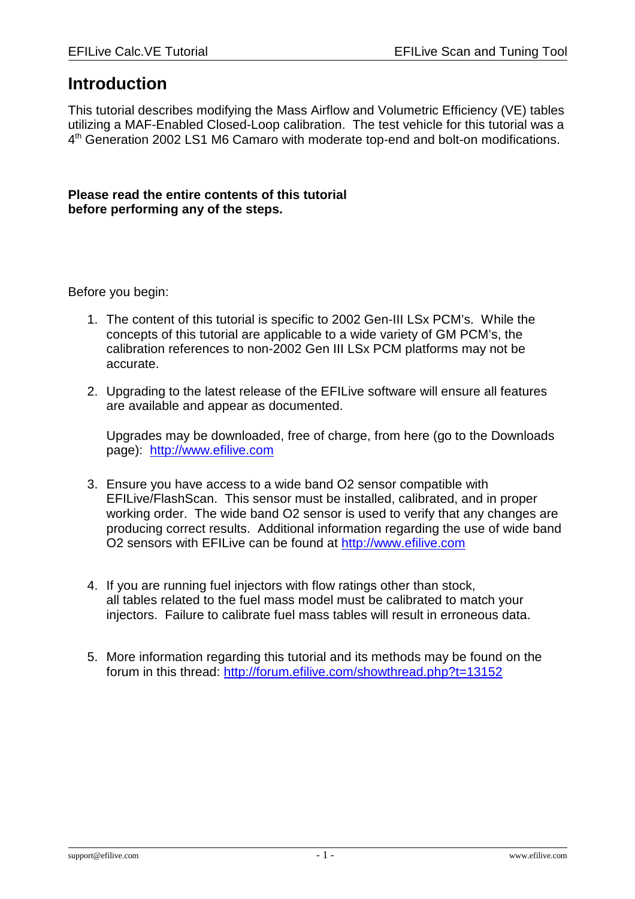# Introduction

This tutorial describes modifying the Mass Airflow and Volumetric Efficiency (VE) tables utilizing a MAF-Enabled Closed-Loop calibration. The test vehicle for this tutorial was a 4th Generation 2002 LS1 M6 Camaro with moderate top-end and bolt-on modifications.

**Please read the entire contents of this tutorial before performing any of the steps.**

Before you begin:

1. The content of this tutorial is specific to 2002 Gen-III LSx PCM's. While the concepts of this tutorial are applicable to a wide variety of GM PCM's, the calibration references to non-2002 Gen III LSx PCM platforms may not be accurate.

2. Upgrading to the latest release of the EFILive software will ensure all features are available and appear as documented.

   Upgrades may be downloaded, free of charge, from here (go to the Downloads page): [http://www.efilive.com](http://www.efilive.com)

3. Ensure you have access to a wide band O2 sensor compatible with EFILive/FlashScan. This sensor must be installed, calibrated, and in proper working order. The wide band O2 sensor is used to verify that any changes are producing correct results. Additional information regarding the use of wide band O2 sensors with EFILive can be found at [http://www.efilive.com](http://www.efilive.com)

4. If you are running fuel injectors with flow ratings other than stock, all tables related to the fuel mass model must be calibrated to match your injectors. Failure to calibrate fuel mass tables will result in erroneous data.

5. More information regarding this tutorial and its methods may be found on the forum in this thread: [http://forum.efilive.com/showthread.php?t=13152](http://forum.efilive.com/showthread.php?t=13152)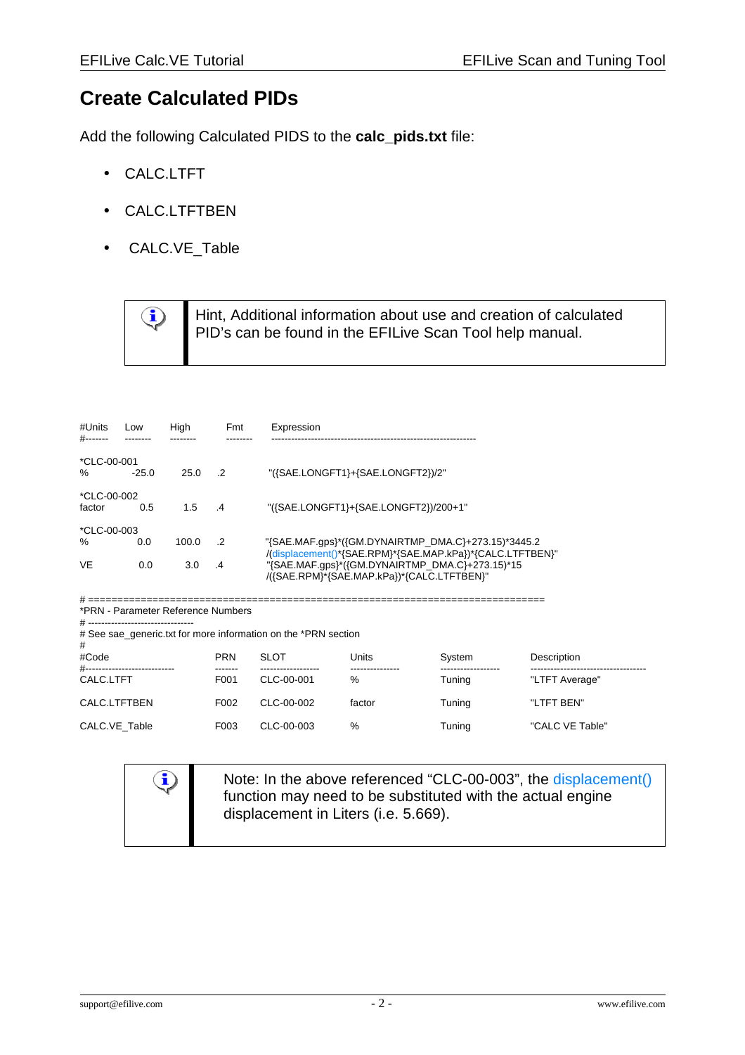# Create Calculated PIDs

Add the following Calculated PIDS to the **calc_pids.txt** file:

- CALC.LTFT
- CALC.LTFTBEN
- CALC.VE_Table

> Hint, Additional information about use and creation of calculated PID's can be found in the EFILive Scan Tool help manual.

```
#Units   Low      High     Fmt      Expression
#------- -------- -------- -------- -------------------------------------------------------------

*CLC-00-001
%          -25.0     25.0   .2      "({SAE.LONGFT1}+{SAE.LONGFT2})/2"

*CLC-00-002
factor       0.5      1.5   .4      "({SAE.LONGFT1}+{SAE.LONGFT2})/200+1"

*CLC-00-003
%            0.0    100.0   .2      "{SAE.MAF.gps}*({GM.DYNAIRTMP_DMA.C}+273.15)*3445.2
                                    /(displacement()*{SAE.RPM}*{SAE.MAP.kPa})*{CALC.LTFTBEN}"
VE           0.0      3.0   .4      "{SAE.MAF.gps}*({GM.DYNAIRTMP_DMA.C}+273.15)*15
                                    /({SAE.RPM}*{SAE.MAP.kPa})*{CALC.LTFTBEN}"

# ============================================================================
*PRN - Parameter Reference Numbers
# --------------------------------
# See sae_generic.txt for more information on the *PRN section
#
#Code                        PRN     SLOT               Units            System             Description
#--------------------------- ------- ------------------ ---------------  ------------------ -----------------------------------
CALC.LTFT                    F001    CLC-00-001         %                Tuning             "LTFT Average"

CALC.LTFTBEN                 F002    CLC-00-002         factor           Tuning             "LTFT BEN"

CALC.VE_Table                F003    CLC-00-003         %                Tuning             "CALC VE Table"
```

> Note: In the above referenced "CLC-00-003", the displacement() function may need to be substituted with the actual engine displacement in Liters (i.e. 5.669).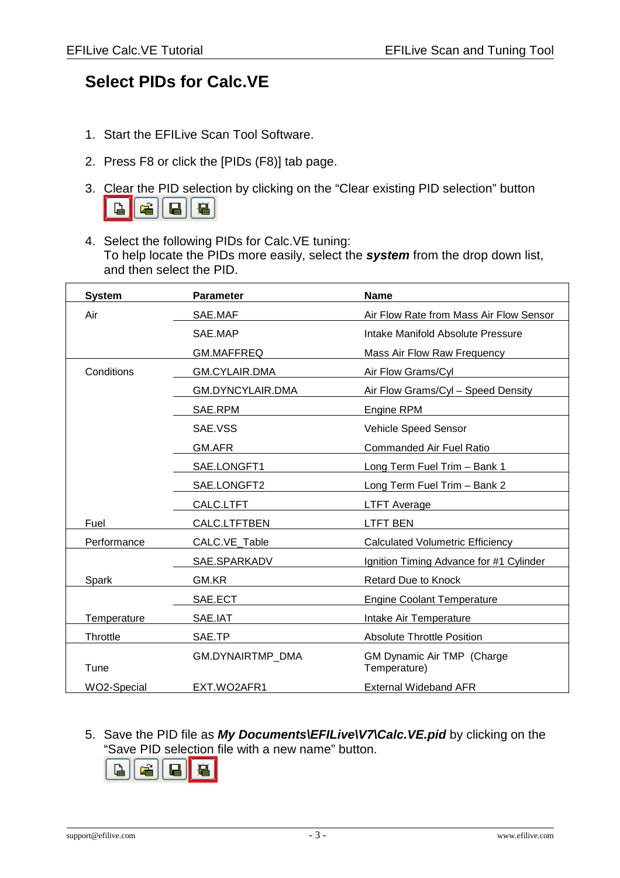# Select PIDs for Calc.VE

1. Start the EFILive Scan Tool Software.
2. Press F8 or click the [PIDs (F8)] tab page.
3. Clear the PID selection by clicking on the "Clear existing PID selection" button
4. Select the following PIDs for Calc.VE tuning:
   To help locate the PIDs more easily, select the ***system*** from the drop down list, and then select the PID.

| System | Parameter | Name |
|---|---|---|
| Air | SAE.MAF | Air Flow Rate from Mass Air Flow Sensor |
| | SAE.MAP | Intake Manifold Absolute Pressure |
| | GM.MAFFREQ | Mass Air Flow Raw Frequency |
| Conditions | GM.CYLAIR.DMA | Air Flow Grams/Cyl |
| | GM.DYNCYLAIR.DMA | Air Flow Grams/Cyl – Speed Density |
| | SAE.RPM | Engine RPM |
| | SAE.VSS | Vehicle Speed Sensor |
| | GM.AFR | Commanded Air Fuel Ratio |
| | SAE.LONGFT1 | Long Term Fuel Trim – Bank 1 |
| | SAE.LONGFT2 | Long Term Fuel Trim – Bank 2 |
| | CALC.LTFT | LTFT Average |
| Fuel | CALC.LTFTBEN | LTFT BEN |
| Performance | CALC.VE_Table | Calculated Volumetric Efficiency |
| | SAE.SPARKADV | Ignition Timing Advance for #1 Cylinder |
| Spark | GM.KR | Retard Due to Knock |
| | SAE.ECT | Engine Coolant Temperature |
| Temperature | SAE.IAT | Intake Air Temperature |
| Throttle | SAE.TP | Absolute Throttle Position |
| Tune | GM.DYNAIRTMP_DMA | GM Dynamic Air TMP (Charge Temperature) |
| WO2-Special | EXT.WO2AFR1 | External Wideband AFR |

5. Save the PID file as ***My Documents\EFILive\V7\Calc.VE.pid*** by clicking on the "Save PID selection file with a new name" button.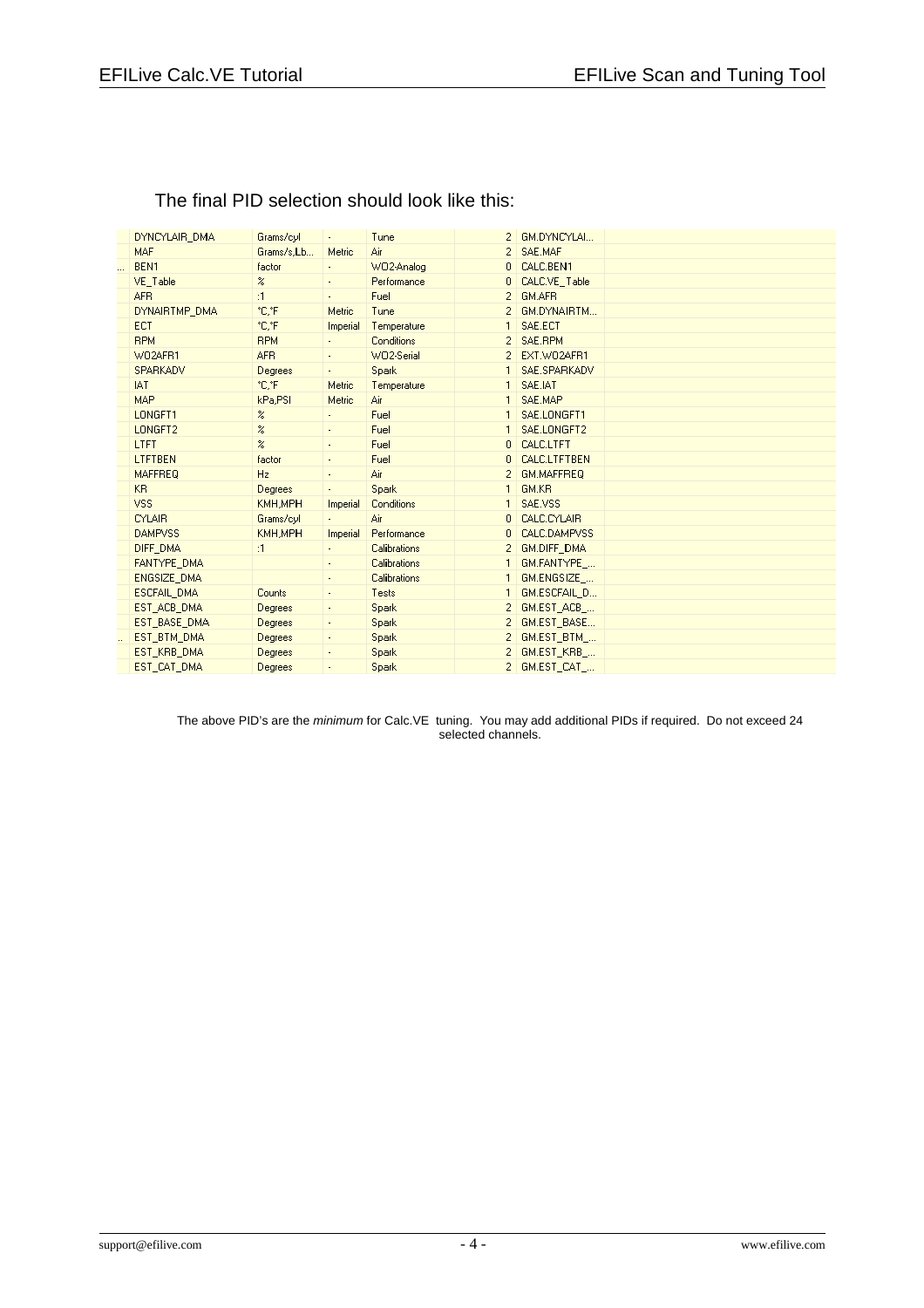The final PID selection should look like this:

| | | | | | | |
|---|---|---|---|---|---|---|
| | DYNCYLAIR_DMA | Grams/cyl | - | Tune | 2 | GM.DYNCYLAI... |
| | MAF | Grams/s,Lb... | Metric | Air | 2 | SAE.MAF |
| ... | BEN1 | factor | - | WO2-Analog | 0 | CALC.BEN1 |
| | VE_Table | % | - | Performance | 0 | CALC.VE_Table |
| | AFR | :1 | - | Fuel | 2 | GM.AFR |
| | DYNAIRTMP_DMA | °C,°F | Metric | Tune | 2 | GM.DYNAIRTM... |
| | ECT | °C,°F | Imperial | Temperature | 1 | SAE.ECT |
| | RPM | RPM | - | Conditions | 2 | SAE.RPM |
| | WO2AFR1 | AFR | - | WO2-Serial | 2 | EXT.WO2AFR1 |
| | SPARKADV | Degrees | - | Spark | 1 | SAE.SPARKADV |
| | IAT | °C,°F | Metric | Temperature | 1 | SAE.IAT |
| | MAP | kPa,PSI | Metric | Air | 1 | SAE.MAP |
| | LONGFT1 | % | - | Fuel | 1 | SAE.LONGFT1 |
| | LONGFT2 | % | - | Fuel | 1 | SAE.LONGFT2 |
| | LTFT | % | - | Fuel | 0 | CALC.LTFT |
| | LTFTBEN | factor | - | Fuel | 0 | CALC.LTFTBEN |
| | MAFFREQ | Hz | - | Air | 2 | GM.MAFFREQ |
| | KR | Degrees | - | Spark | 1 | GM.KR |
| | VSS | KMH,MPH | Imperial | Conditions | 1 | SAE.VSS |
| | CYLAIR | Grams/cyl | - | Air | 0 | CALC.CYLAIR |
| | DAMPVSS | KMH,MPH | Imperial | Performance | 0 | CALC.DAMPVSS |
| | DIFF_DMA | :1 | - | Calibrations | 2 | GM.DIFF_DMA |
| | FANTYPE_DMA | | - | Calibrations | 1 | GM.FANTYPE_... |
| | ENGSIZE_DMA | | - | Calibrations | 1 | GM.ENGSIZE_... |
| | ESCFAIL_DMA | Counts | - | Tests | 1 | GM.ESCFAIL_D... |
| | EST_ACB_DMA | Degrees | - | Spark | 2 | GM.EST_ACB_... |
| | EST_BASE_DMA | Degrees | - | Spark | 2 | GM.EST_BASE... |
| .. | EST_BTM_DMA | Degrees | - | Spark | 2 | GM.EST_BTM_... |
| | EST_KRB_DMA | Degrees | - | Spark | 2 | GM.EST_KRB_... |
| | EST_CAT_DMA | Degrees | - | Spark | 2 | GM.EST_CAT_... |

The above PID's are the *minimum* for Calc.VE tuning. You may add additional PIDs if required. Do not exceed 24 selected channels.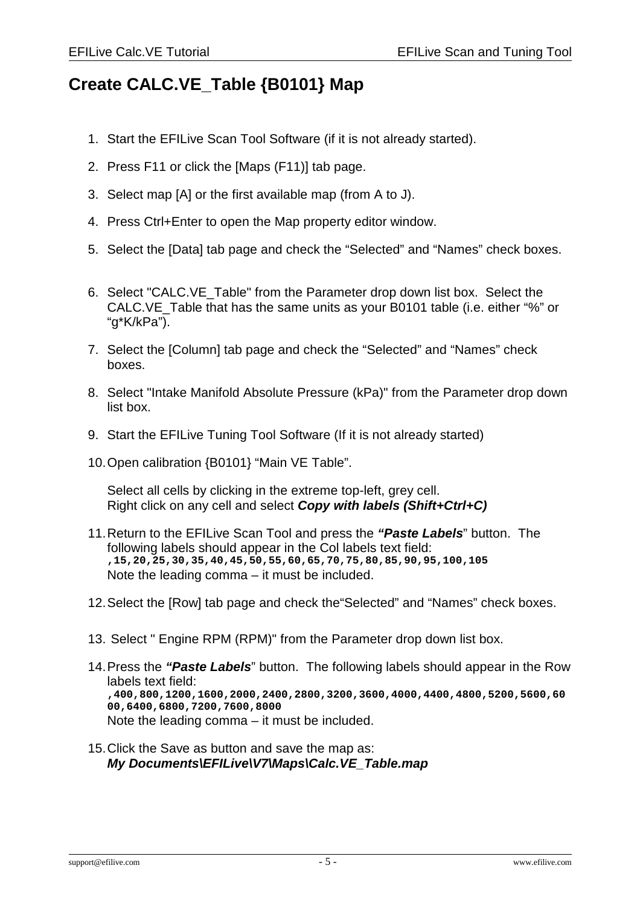## Create CALC.VE_Table {B0101} Map

1. Start the EFILive Scan Tool Software (if it is not already started).
2. Press F11 or click the [Maps (F11)] tab page.
3. Select map [A] or the first available map (from A to J).
4. Press Ctrl+Enter to open the Map property editor window.
5. Select the [Data] tab page and check the “Selected” and “Names” check boxes.
6. Select "CALC.VE_Table" from the Parameter drop down list box. Select the CALC.VE_Table that has the same units as your B0101 table (i.e. either “%” or “g*K/kPa”).
7. Select the [Column] tab page and check the “Selected” and “Names” check boxes.
8. Select "Intake Manifold Absolute Pressure (kPa)" from the Parameter drop down list box.
9. Start the EFILive Tuning Tool Software (If it is not already started)
10. Open calibration {B0101} “Main VE Table”.

    Select all cells by clicking in the extreme top-left, grey cell.
    Right click on any cell and select ***Copy with labels (Shift+Ctrl+C)***
11. Return to the EFILive Scan Tool and press the ***“Paste Labels***” button. The following labels should appear in the Col labels text field:
    **`,15,20,25,30,35,40,45,50,55,60,65,70,75,80,85,90,95,100,105`**
    Note the leading comma – it must be included.
12. Select the [Row] tab page and check the“Selected” and “Names” check boxes.
13. Select " Engine RPM (RPM)" from the Parameter drop down list box.
14. Press the ***“Paste Labels***” button. The following labels should appear in the Row labels text field:
    **`,400,800,1200,1600,2000,2400,2800,3200,3600,4000,4400,4800,5200,5600,6000,6400,6800,7200,7600,8000`**
    Note the leading comma – it must be included.
15. Click the Save as button and save the map as:
    ***My Documents\EFILive\V7\Maps\Calc.VE_Table.map***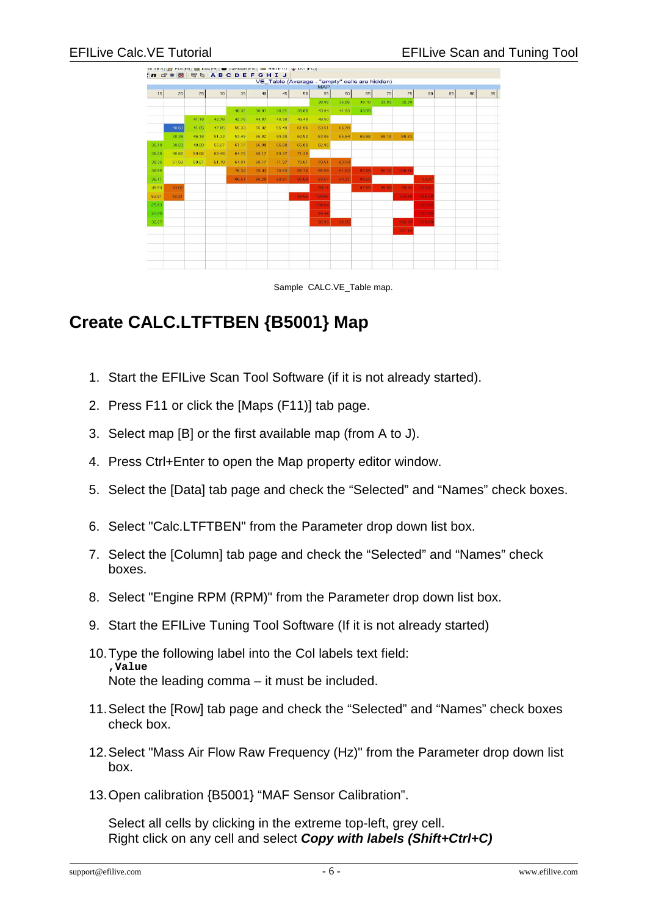Sample CALC.VE_Table map.

## Create CALC.LTFTBEN {B5001} Map

1. Start the EFILive Scan Tool Software (if it is not already started).
2. Press F11 or click the [Maps (F11)] tab page.
3. Select map [B] or the first available map (from A to J).
4. Press Ctrl+Enter to open the Map property editor window.
5. Select the [Data] tab page and check the “Selected” and “Names” check boxes.
6. Select "Calc.LTFTBEN" from the Parameter drop down list box.
7. Select the [Column] tab page and check the “Selected” and “Names” check boxes.
8. Select "Engine RPM (RPM)" from the Parameter drop down list box.
9. Start the EFILive Tuning Tool Software (If it is not already started)
10. Type the following label into the Col labels text field:
    **,Value**
    Note the leading comma – it must be included.
11. Select the [Row] tab page and check the “Selected” and “Names” check boxes check box.
12. Select "Mass Air Flow Raw Frequency (Hz)" from the Parameter drop down list box.
13. Open calibration {B5001} “MAF Sensor Calibration”.

    Select all cells by clicking in the extreme top-left, grey cell.
    Right click on any cell and select ***Copy with labels (Shift+Ctrl+C)***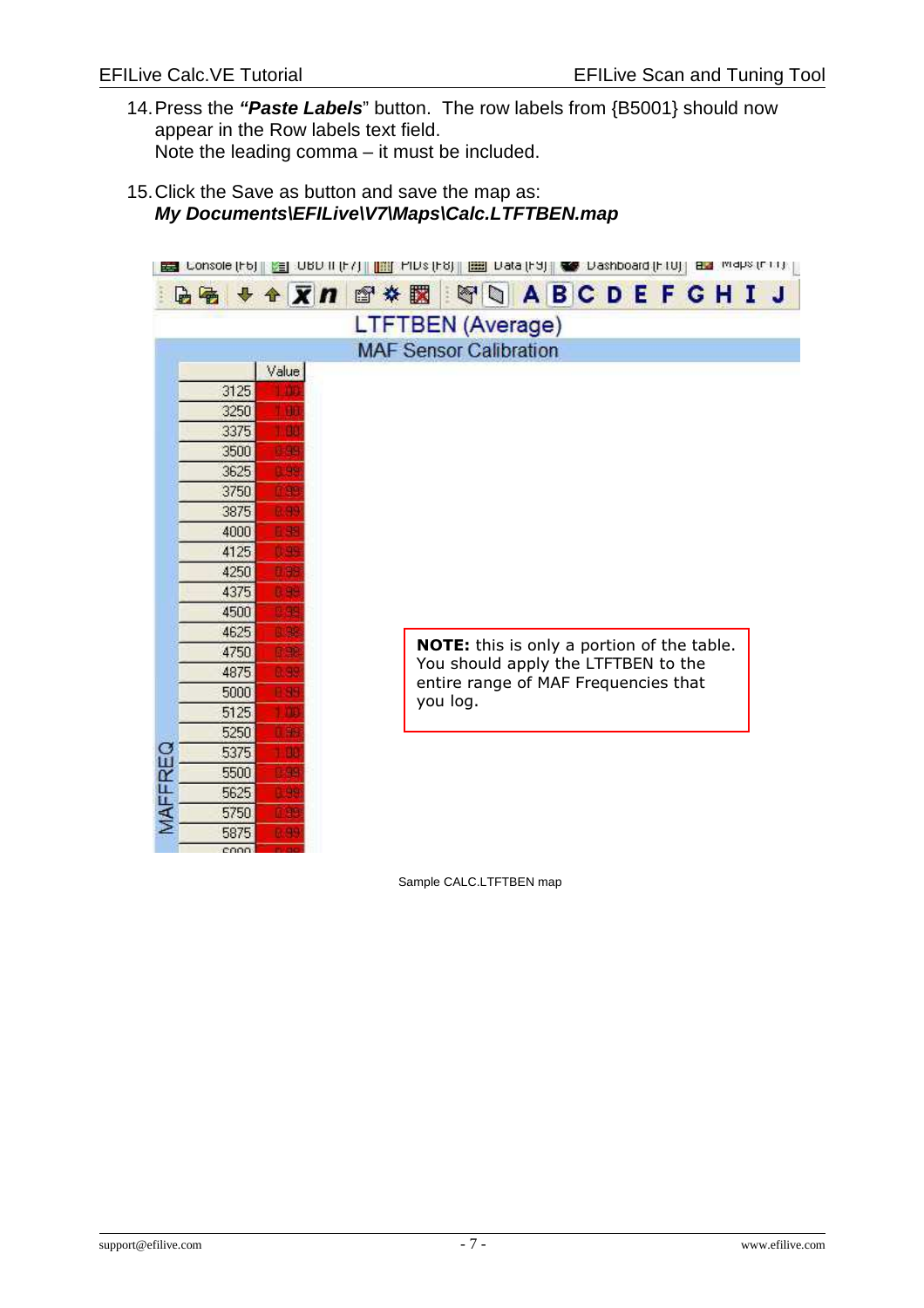14. Press the ***"Paste Labels"*** button. The row labels from {B5001} should now appear in the Row labels text field.
    Note the leading comma – it must be included.

15. Click the Save as button and save the map as:
    ***My Documents\EFILive\V7\Maps\Calc.LTFTBEN.map***

LTFTBEN (Average)

MAF Sensor Calibration

| MAFFREQ | Value |
|---|---|
| 3125 | 1.00 |
| 3250 | 1.00 |
| 3375 | 1.00 |
| 3500 | 0.99 |
| 3625 | 0.99 |
| 3750 | 0.99 |
| 3875 | 0.99 |
| 4000 | 0.99 |
| 4125 | 0.99 |
| 4250 | 0.98 |
| 4375 | 0.98 |
| 4500 | 0.99 |
| 4625 | 0.98 |
| 4750 | 0.98 |
| 4875 | 0.99 |
| 5000 | 0.99 |
| 5125 | 1.00 |
| 5250 | 0.98 |
| 5375 | 1.00 |
| 5500 | 0.99 |
| 5625 | 0.99 |
| 5750 | 0.99 |
| 5875 | 0.99 |

**NOTE:** this is only a portion of the table. You should apply the LTFTBEN to the entire range of MAF Frequencies that you log.

Sample CALC.LTFTBEN map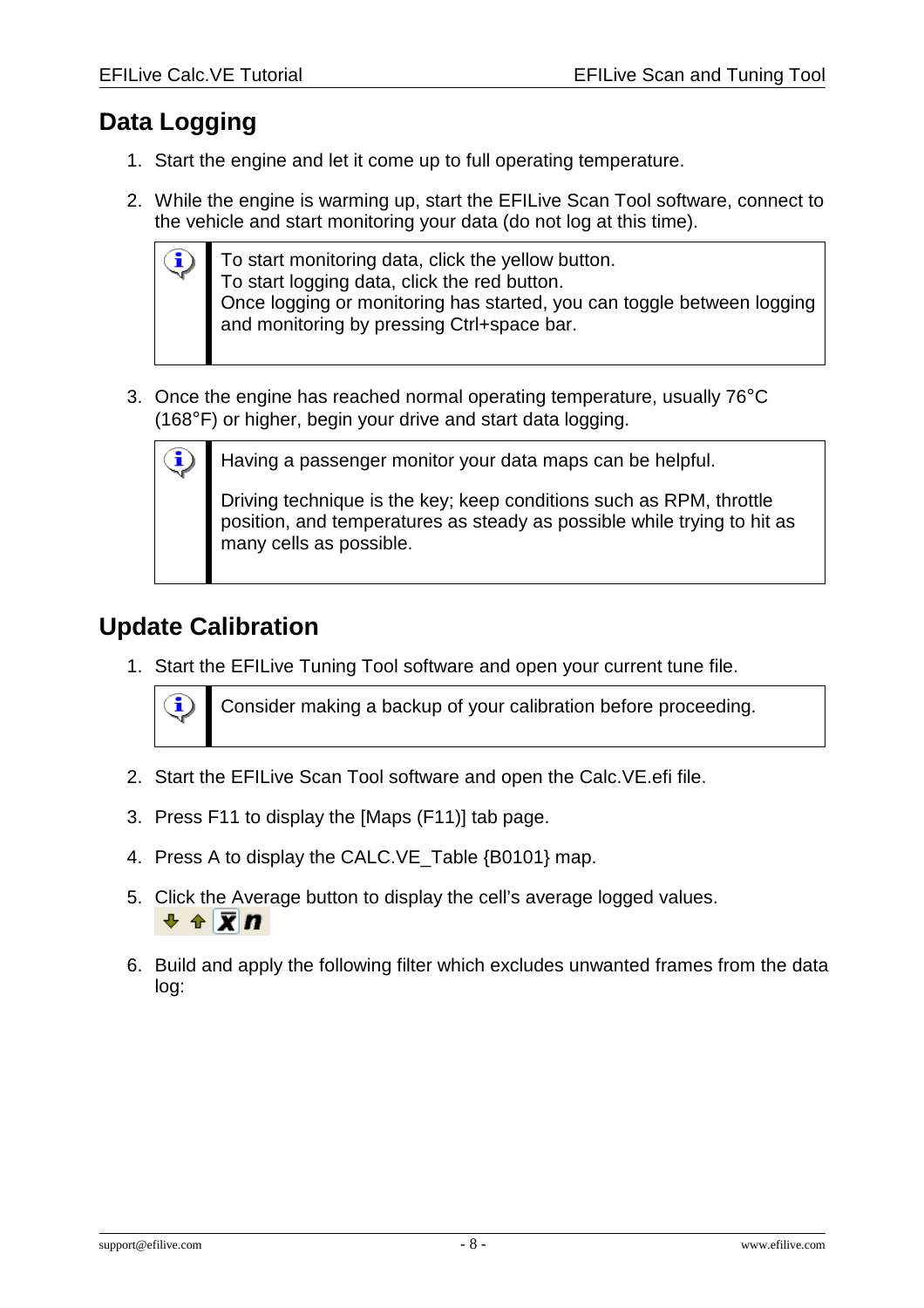## Data Logging

1. Start the engine and let it come up to full operating temperature.

2. While the engine is warming up, start the EFILive Scan Tool software, connect to the vehicle and start monitoring your data (do not log at this time).

   > To start monitoring data, click the yellow button.
   > To start logging data, click the red button.
   > Once logging or monitoring has started, you can toggle between logging and monitoring by pressing Ctrl+space bar.

3. Once the engine has reached normal operating temperature, usually 76°C (168°F) or higher, begin your drive and start data logging.

   > Having a passenger monitor your data maps can be helpful.
   >
   > Driving technique is the key; keep conditions such as RPM, throttle position, and temperatures as steady as possible while trying to hit as many cells as possible.

## Update Calibration

1. Start the EFILive Tuning Tool software and open your current tune file.

   > Consider making a backup of your calibration before proceeding.

2. Start the EFILive Scan Tool software and open the Calc.VE.efi file.

3. Press F11 to display the [Maps (F11)] tab page.

4. Press A to display the CALC.VE_Table {B0101} map.

5. Click the Average button to display the cell's average logged values.

6. Build and apply the following filter which excludes unwanted frames from the data log: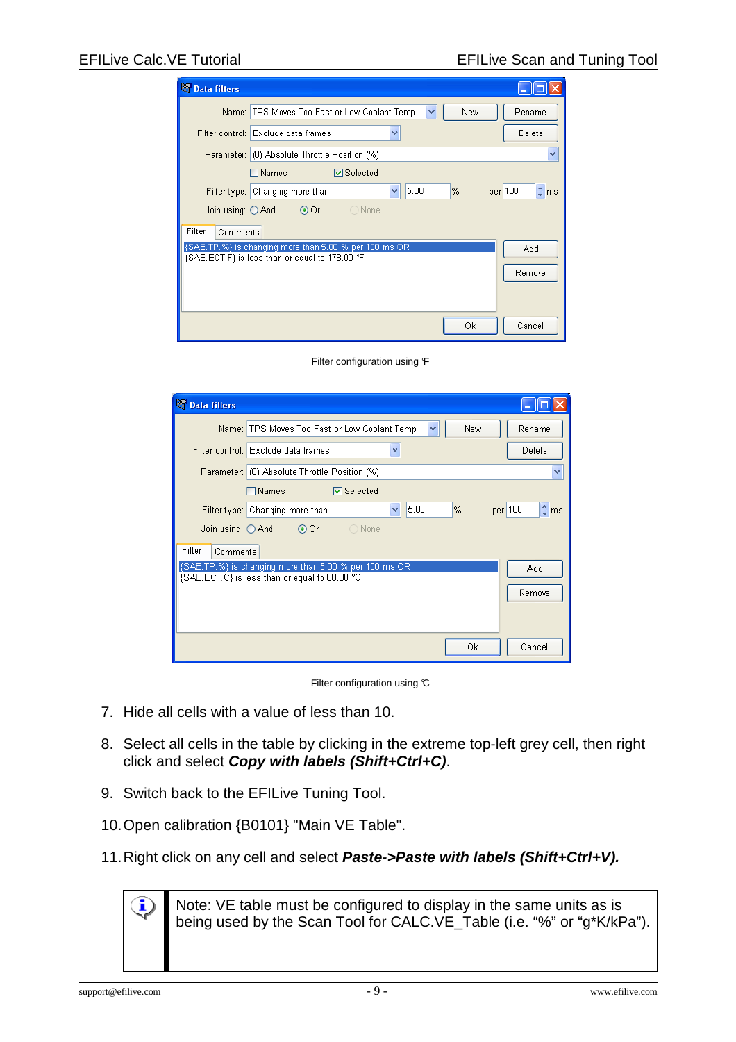Filter configuration using °F

Filter configuration using °C

7. Hide all cells with a value of less than 10.

8. Select all cells in the table by clicking in the extreme top-left grey cell, then right click and select ***Copy with labels (Shift+Ctrl+C)***.

9. Switch back to the EFILive Tuning Tool.

10. Open calibration {B0101} "Main VE Table".

11. Right click on any cell and select ***Paste->Paste with labels (Shift+Ctrl+V).***

Note: VE table must be configured to display in the same units as is being used by the Scan Tool for CALC.VE_Table (i.e. "%" or "g*K/kPa").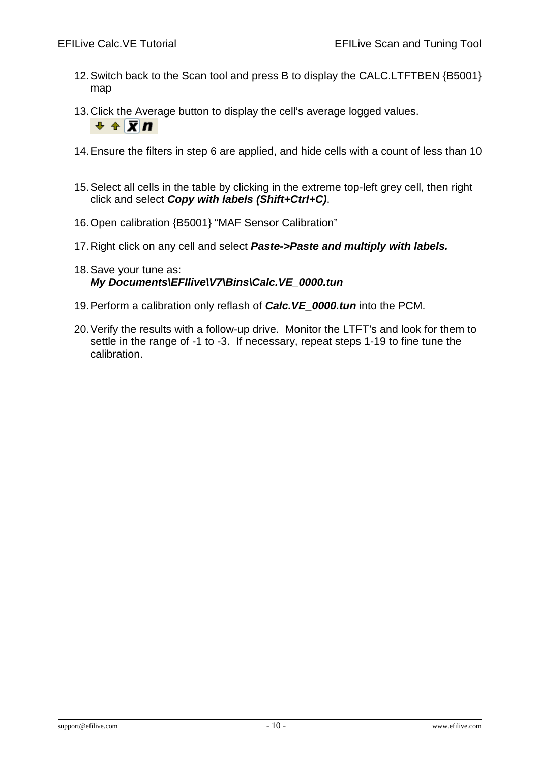12. Switch back to the Scan tool and press B to display the CALC.LTFTBEN {B5001} map

13. Click the Average button to display the cell's average logged values.

14. Ensure the filters in step 6 are applied, and hide cells with a count of less than 10

15. Select all cells in the table by clicking in the extreme top-left grey cell, then right click and select ***Copy with labels (Shift+Ctrl+C)***.

16. Open calibration {B5001} "MAF Sensor Calibration"

17. Right click on any cell and select ***Paste->Paste and multiply with labels.***

18. Save your tune as:
    ***My Documents\EFIlive\V7\Bins\Calc.VE_0000.tun***

19. Perform a calibration only reflash of ***Calc.VE_0000.tun*** into the PCM.

20. Verify the results with a follow-up drive. Monitor the LTFT's and look for them to settle in the range of -1 to -3. If necessary, repeat steps 1-19 to fine tune the calibration.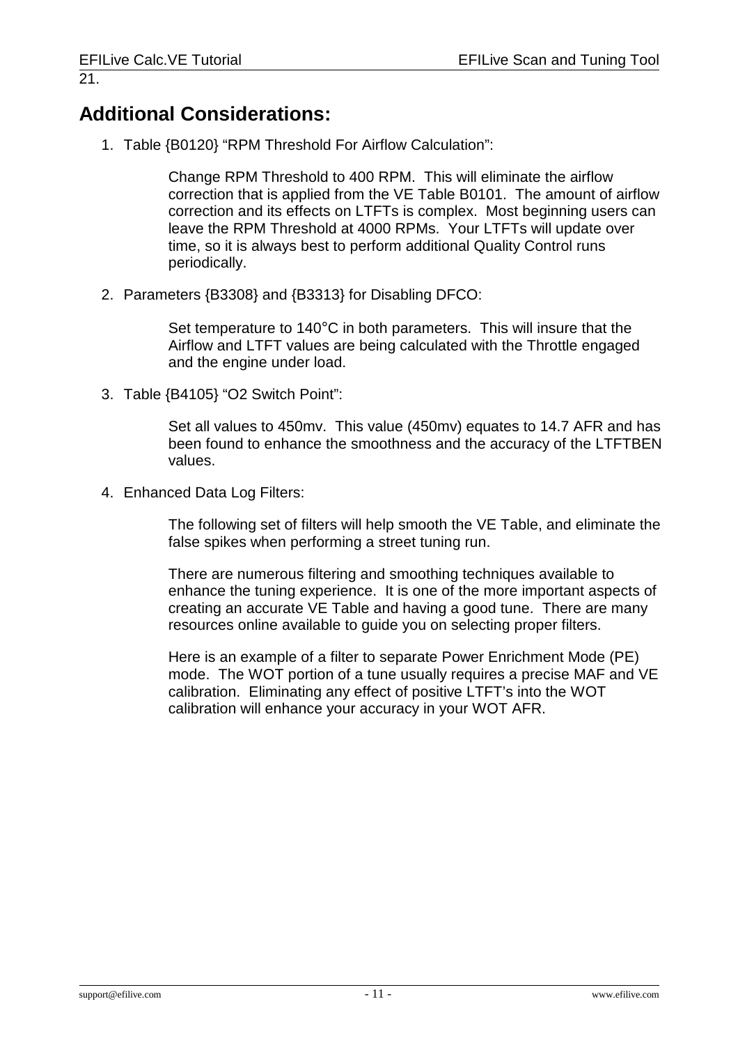21.

## Additional Considerations:

1. Table {B0120} "RPM Threshold For Airflow Calculation":

   Change RPM Threshold to 400 RPM. This will eliminate the airflow correction that is applied from the VE Table B0101. The amount of airflow correction and its effects on LTFTs is complex. Most beginning users can leave the RPM Threshold at 4000 RPMs. Your LTFTs will update over time, so it is always best to perform additional Quality Control runs periodically.

2. Parameters {B3308} and {B3313} for Disabling DFCO:

   Set temperature to 140°C in both parameters. This will insure that the Airflow and LTFT values are being calculated with the Throttle engaged and the engine under load.

3. Table {B4105} "O2 Switch Point":

   Set all values to 450mv. This value (450mv) equates to 14.7 AFR and has been found to enhance the smoothness and the accuracy of the LTFTBEN values.

4. Enhanced Data Log Filters:

   The following set of filters will help smooth the VE Table, and eliminate the false spikes when performing a street tuning run.

   There are numerous filtering and smoothing techniques available to enhance the tuning experience. It is one of the more important aspects of creating an accurate VE Table and having a good tune. There are many resources online available to guide you on selecting proper filters.

   Here is an example of a filter to separate Power Enrichment Mode (PE) mode. The WOT portion of a tune usually requires a precise MAF and VE calibration. Eliminating any effect of positive LTFT's into the WOT calibration will enhance your accuracy in your WOT AFR.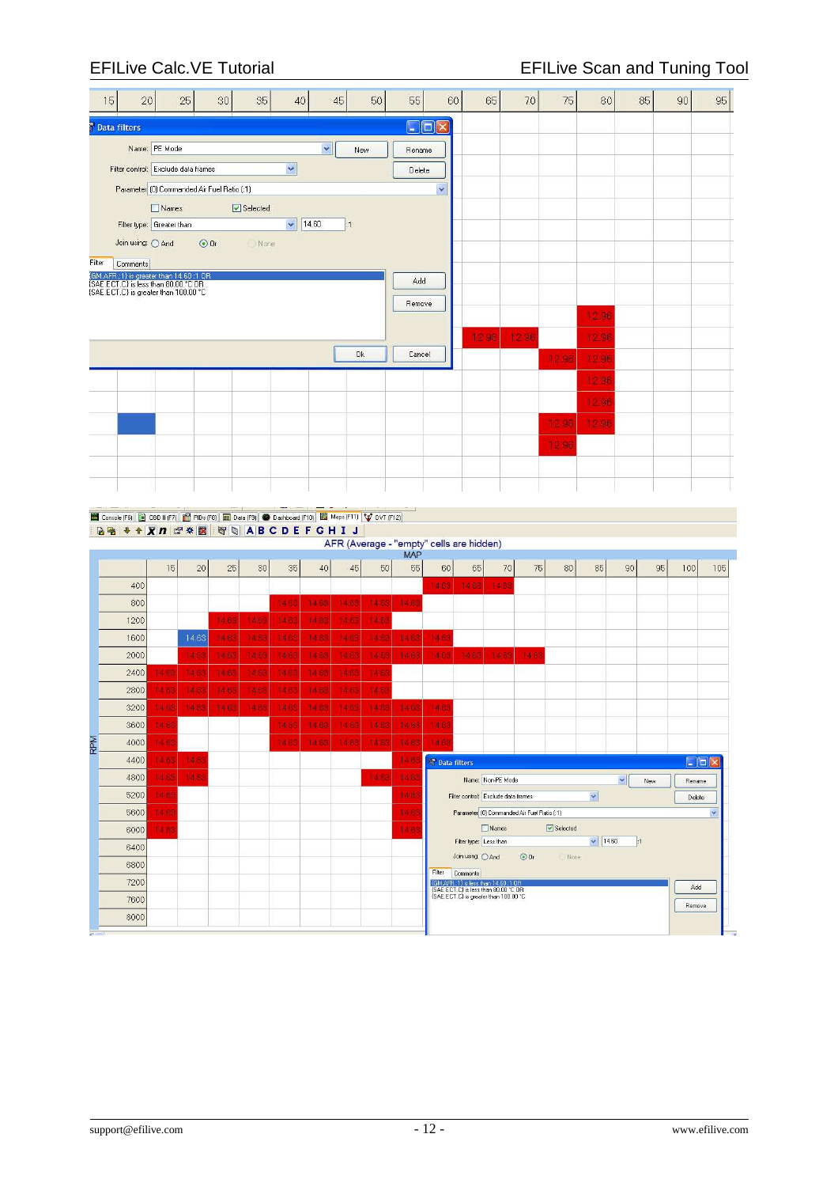| 15 | 20 | 25 | 30 | 35 | 40 | 45 | 50 | 55 | 60 | 65 | 70 | 75 | 80 | 85 | 90 | 95 |
|---|---|---|---|---|---|---|---|---|---|---|---|---|---|---|---|---|

**Data filters**

Name: PE Mode — New — Rename

Filter control: Exclude data frames — Delete

Parameter: {0} Commanded Air Fuel Ratio (:1)

☐ Names ☑ Selected

Filter type: Greater than 14.60 :1

Join using: ○ And ◉ Or ○ None

Filter | Comments

{GM.AFR.:1} is greater than 14.60 :1 OR
{SAE.ECT.C} is less than 80.00 °C OR
{SAE.ECT.C} is greater than 100.00 °C

Add — Remove

Ok — Cancel

| 65 | 70 | 75 | 80 |
|---|---|---|---|
| | | | 12.96 |
| 12.96 | 12.96 | | 12.96 |
| | | 12.96 | 12.96 |
| | | | 12.96 |
| | | | 12.96 |
| | | 12.96 | 12.96 |
| | | 12.96 | |

Console (F6) | OBD II (F7) | PIDs (F8) | Data (F9) | Dashboard (F10) | Maps (F11) | DVT (F12)

AFR (Average - "empty" cells are hidden)

MAP

| RPM | 15 | 20 | 25 | 30 | 35 | 40 | 45 | 50 | 55 | 60 | 65 | 70 | 75 | 80 | 85 | 90 | 95 | 100 | 105 |
|---|---|---|---|---|---|---|---|---|---|---|---|---|---|---|---|---|---|---|---|
| 400 | | | | | | | | | | 14.63 | 14.63 | 14.63 | | | | | | | |
| 800 | | | | | 14.63 | 14.63 | 14.63 | 14.63 | 14.63 | | | | | | | | | | |
| 1200 | | | 14.63 | 14.63 | 14.63 | 14.63 | 14.63 | 14.63 | | | | | | | | | | | |
| 1600 | | 14.63 | 14.63 | 14.63 | 14.63 | 14.63 | 14.63 | 14.63 | 14.63 | 14.63 | | | | | | | | | |
| 2000 | | 14.63 | 14.63 | 14.63 | 14.63 | 14.63 | 14.63 | 14.63 | 14.63 | 14.63 | 14.63 | 14.63 | 14.63 | | | | | | |
| 2400 | 14.63 | 14.63 | 14.63 | 14.63 | 14.63 | 14.63 | 14.63 | 14.63 | | | | | | | | | | | |
| 2800 | 14.63 | 14.63 | 14.63 | 14.63 | 14.63 | 14.63 | 14.63 | 14.63 | | | | | | | | | | | |
| 3200 | 14.63 | 14.63 | 14.63 | 14.63 | 14.63 | 14.63 | 14.63 | 14.63 | 14.63 | 14.63 | | | | | | | | | |
| 3600 | 14.63 | | | | 14.63 | 14.63 | 14.63 | 14.63 | 14.63 | 14.63 | | | | | | | | | |
| 4000 | 14.63 | | | | 14.63 | 14.63 | 14.63 | 14.63 | 14.63 | 14.63 | | | | | | | | | |
| 4400 | 14.63 | 14.63 | | | | | | | 14.63 | | | | | | | | | | |
| 4800 | 14.63 | 14.63 | | | | | | 14.63 | 14.63 | | | | | | | | | | |
| 5200 | 14.63 | | | | | | | | 14.63 | | | | | | | | | | |
| 5600 | 14.63 | | | | | | | | 14.63 | | | | | | | | | | |
| 6000 | 14.63 | | | | | | | | 14.63 | | | | | | | | | | |
| 6400 | | | | | | | | | | | | | | | | | | | |
| 6800 | | | | | | | | | | | | | | | | | | | |
| 7200 | | | | | | | | | | | | | | | | | | | |
| 7600 | | | | | | | | | | | | | | | | | | | |
| 8000 | | | | | | | | | | | | | | | | | | | |

**Data filters**

Name: Non-PE Mode — New — Rename

Filter control: Exclude data frames — Delete

Parameter: {0} Commanded Air Fuel Ratio (:1)

☐ Names ☑ Selected

Filter type: Less than 14.60 :1

Join using: ○ And ◉ Or ○ None

Filter | Comments

{GM.AFR.:1} is less than 14.60 :1 OR
{SAE.ECT.C} is less than 80.00 °C OR
{SAE.ECT.C} is greater than 100.00 °C

Add — Remove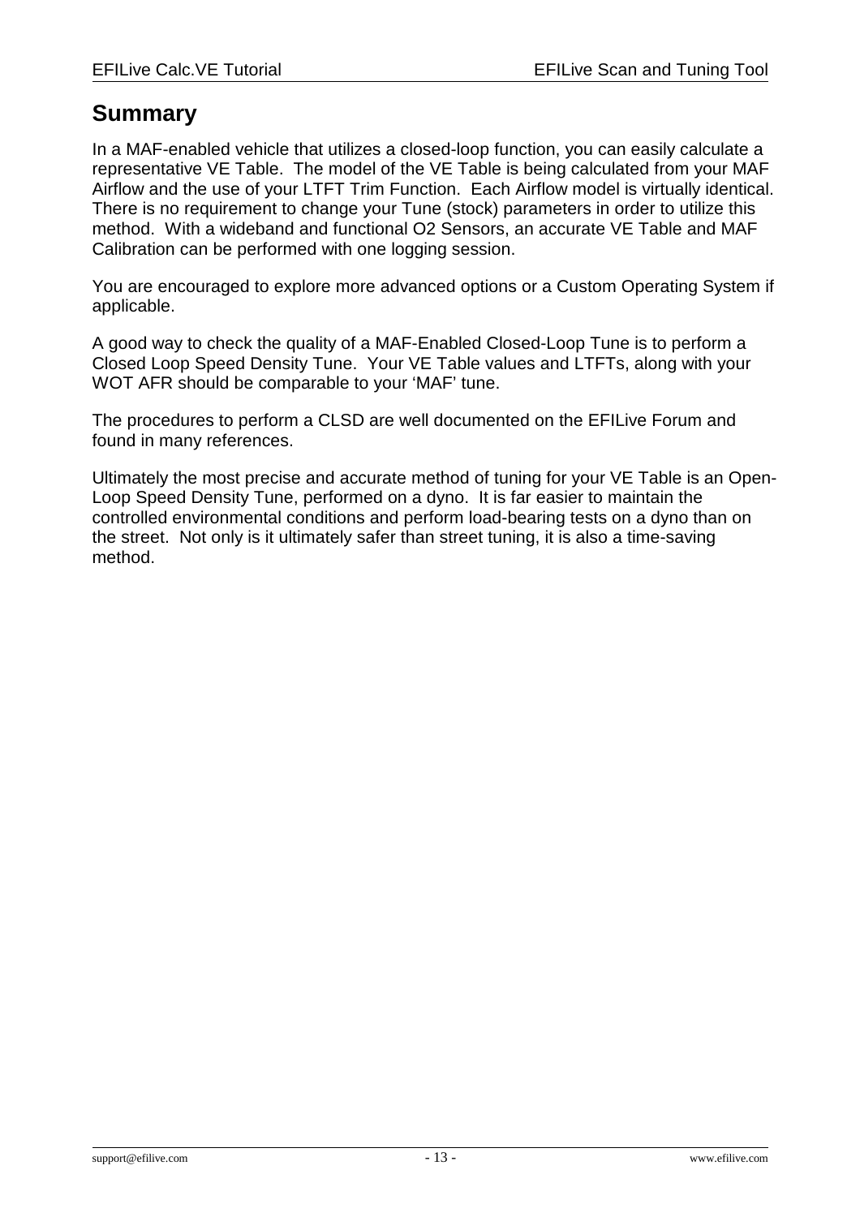# Summary

In a MAF-enabled vehicle that utilizes a closed-loop function, you can easily calculate a representative VE Table. The model of the VE Table is being calculated from your MAF Airflow and the use of your LTFT Trim Function. Each Airflow model is virtually identical. There is no requirement to change your Tune (stock) parameters in order to utilize this method. With a wideband and functional O2 Sensors, an accurate VE Table and MAF Calibration can be performed with one logging session.

You are encouraged to explore more advanced options or a Custom Operating System if applicable.

A good way to check the quality of a MAF-Enabled Closed-Loop Tune is to perform a Closed Loop Speed Density Tune. Your VE Table values and LTFTs, along with your WOT AFR should be comparable to your 'MAF' tune.

The procedures to perform a CLSD are well documented on the EFILive Forum and found in many references.

Ultimately the most precise and accurate method of tuning for your VE Table is an Open-Loop Speed Density Tune, performed on a dyno. It is far easier to maintain the controlled environmental conditions and perform load-bearing tests on a dyno than on the street. Not only is it ultimately safer than street tuning, it is also a time-saving method.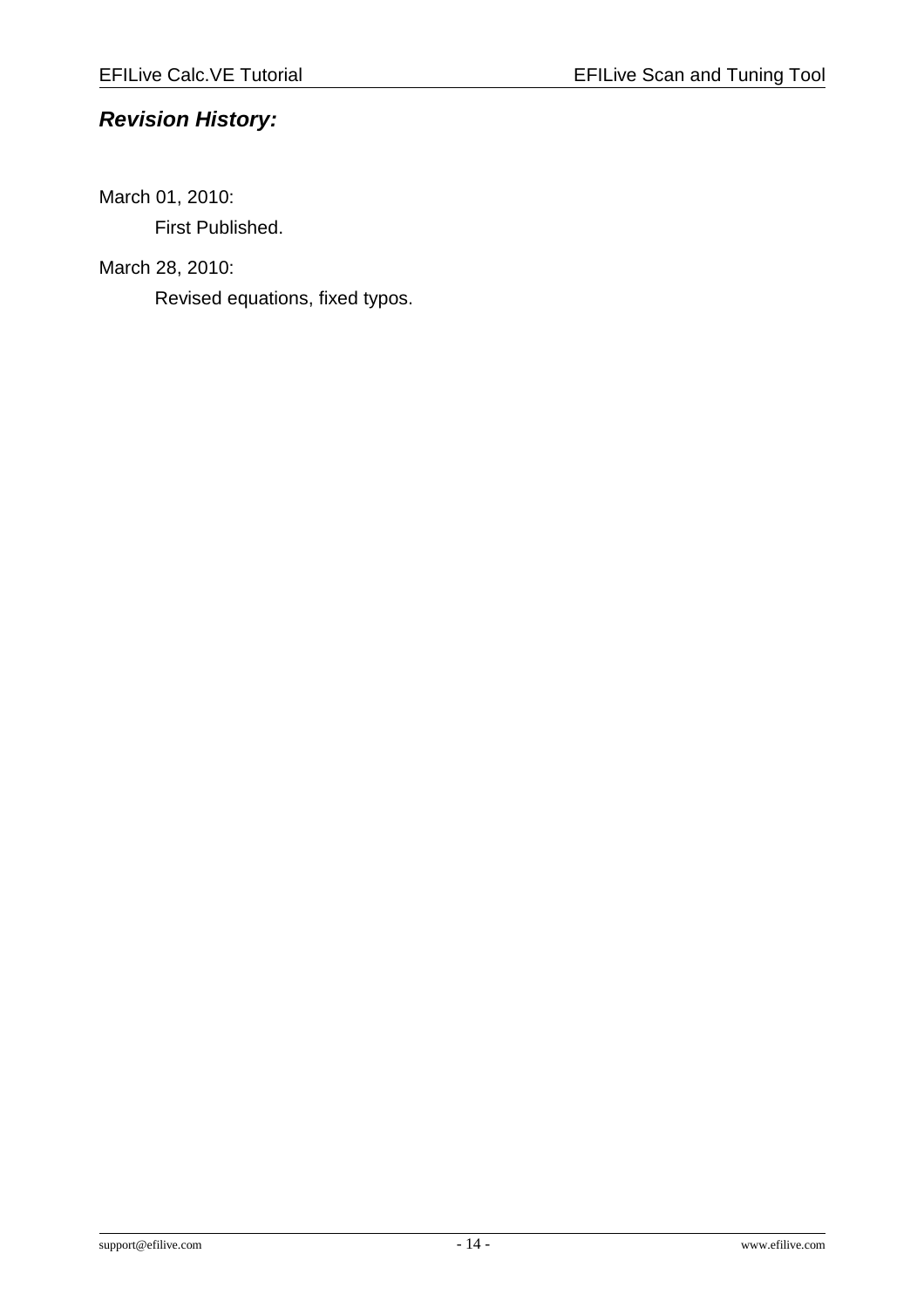## ***Revision History:***

March 01, 2010:

First Published.

March 28, 2010:

Revised equations, fixed typos.